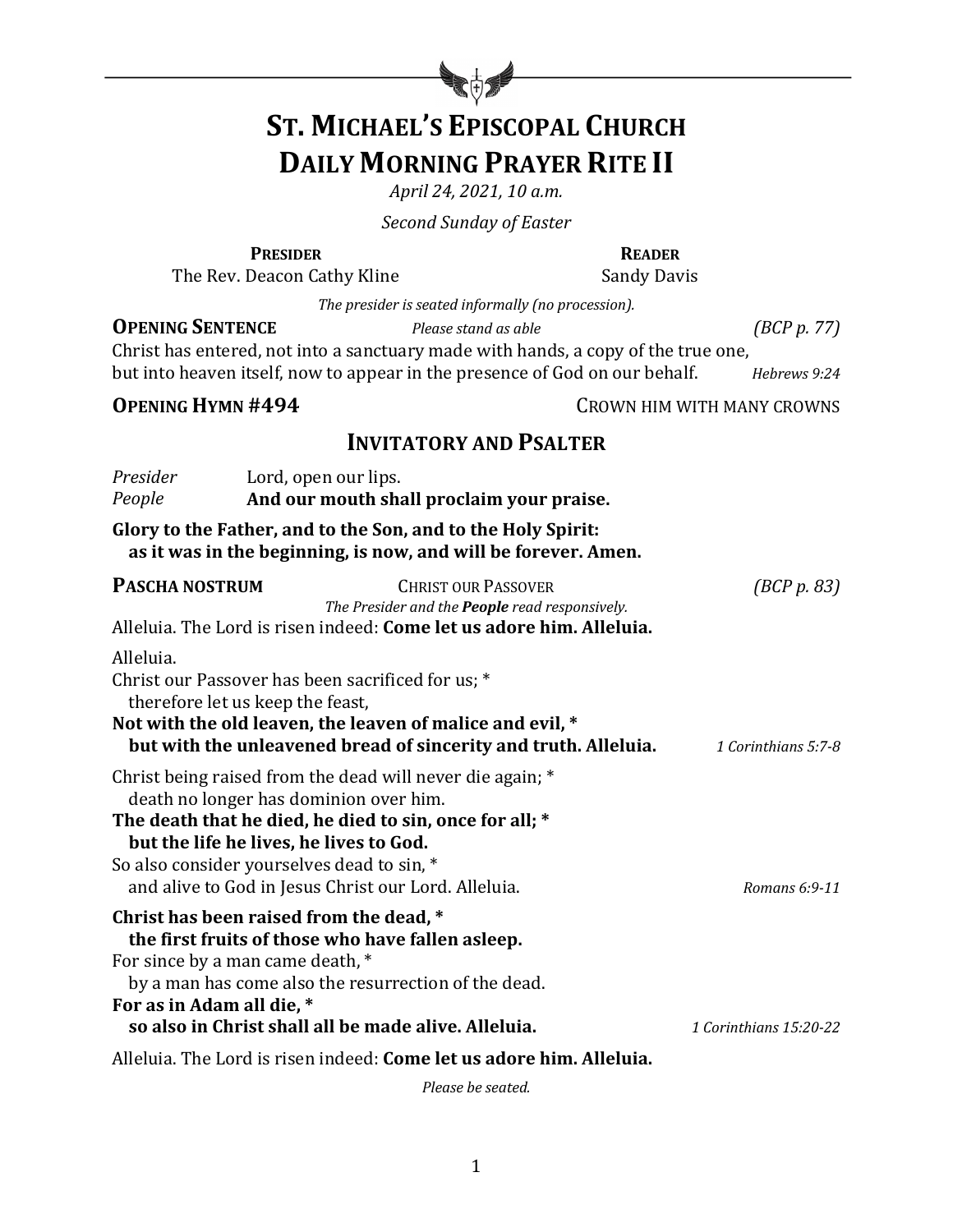# ST. MICHAEL'S EPISCOPAL CHURCH
# DAILY MORNING PRAYER RITE II

*April 24, 2021, 10 a.m.*

*Second Sunday of Easter*

| **PRESIDER** | **READER** |
|---|---|
| The Rev. Deacon Cathy Kline | Sandy Davis |

*The presider is seated informally (no procession).*

**OPENING SENTENCE** *Please stand as able* *(BCP p. 77)*

Christ has entered, not into a sanctuary made with hands, a copy of the true one, but into heaven itself, now to appear in the presence of God on our behalf. *Hebrews 9:24*

**OPENING HYMN #494** CROWN HIM WITH MANY CROWNS

## INVITATORY AND PSALTER

*Presider* Lord, open our lips.
*People* **And our mouth shall proclaim your praise.**

**Glory to the Father, and to the Son, and to the Holy Spirit:**
**as it was in the beginning, is now, and will be forever. Amen.**

**PASCHA NOSTRUM** CHRIST OUR PASSOVER *(BCP p. 83)*

*The Presider and the* ***People*** *read responsively.*

Alleluia. The Lord is risen indeed: **Come let us adore him. Alleluia.**

Alleluia.
Christ our Passover has been sacrificed for us; *
therefore let us keep the feast,
**Not with the old leaven, the leaven of malice and evil, ***
**but with the unleavened bread of sincerity and truth. Alleluia.** *1 Corinthians 5:7-8*

Christ being raised from the dead will never die again; *
death no longer has dominion over him.
**The death that he died, he died to sin, once for all; ***
**but the life he lives, he lives to God.**
So also consider yourselves dead to sin, *
and alive to God in Jesus Christ our Lord. Alleluia. *Romans 6:9-11*

**Christ has been raised from the dead, ***
**the first fruits of those who have fallen asleep.**
For since by a man came death, *
by a man has come also the resurrection of the dead.
**For as in Adam all die, ***
**so also in Christ shall all be made alive. Alleluia.** *1 Corinthians 15:20-22*

Alleluia. The Lord is risen indeed: **Come let us adore him. Alleluia.**

*Please be seated.*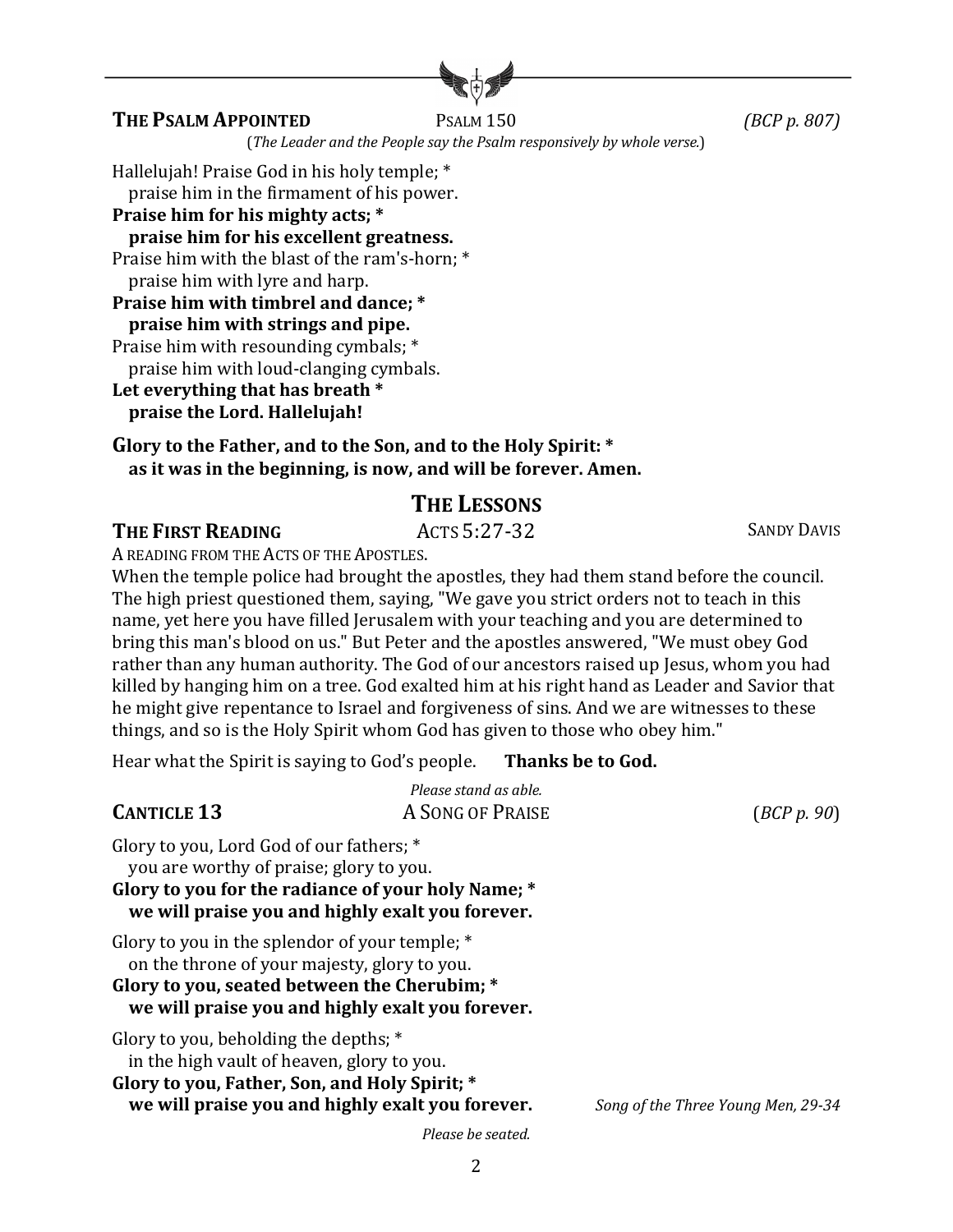**The Psalm Appointed** Psalm 150 *(BCP p. 807)*

(*The Leader and the People say the Psalm responsively by whole verse.*)

Hallelujah! Praise God in his holy temple; *
 praise him in the firmament of his power.
**Praise him for his mighty acts; *
 praise him for his excellent greatness.**
Praise him with the blast of the ram's-horn; *
 praise him with lyre and harp.
**Praise him with timbrel and dance; *
 praise him with strings and pipe.**
Praise him with resounding cymbals; *
 praise him with loud-clanging cymbals.
**Let everything that has breath *
 praise the Lord. Hallelujah!**

**Glory to the Father, and to the Son, and to the Holy Spirit: *
 as it was in the beginning, is now, and will be forever. Amen.**

## The Lessons

**The First Reading** Acts 5:27-32 Sandy Davis

A reading from the Acts of the Apostles.

When the temple police had brought the apostles, they had them stand before the council. The high priest questioned them, saying, "We gave you strict orders not to teach in this name, yet here you have filled Jerusalem with your teaching and you are determined to bring this man's blood on us." But Peter and the apostles answered, "We must obey God rather than any human authority. The God of our ancestors raised up Jesus, whom you had killed by hanging him on a tree. God exalted him at his right hand as Leader and Savior that he might give repentance to Israel and forgiveness of sins. And we are witnesses to these things, and so is the Holy Spirit whom God has given to those who obey him."

Hear what the Spirit is saying to God's people. **Thanks be to God.**

*Please stand as able.*

**Canticle 13** A Song of Praise (*BCP p. 90*)

Glory to you, Lord God of our fathers; *
 you are worthy of praise; glory to you.
**Glory to you for the radiance of your holy Name; *
 we will praise you and highly exalt you forever.**

Glory to you in the splendor of your temple; *
 on the throne of your majesty, glory to you.
**Glory to you, seated between the Cherubim; *
 we will praise you and highly exalt you forever.**

Glory to you, beholding the depths; *
 in the high vault of heaven, glory to you.
**Glory to you, Father, Son, and Holy Spirit; *
 we will praise you and highly exalt you forever.** *Song of the Three Young Men, 29-34*

*Please be seated.*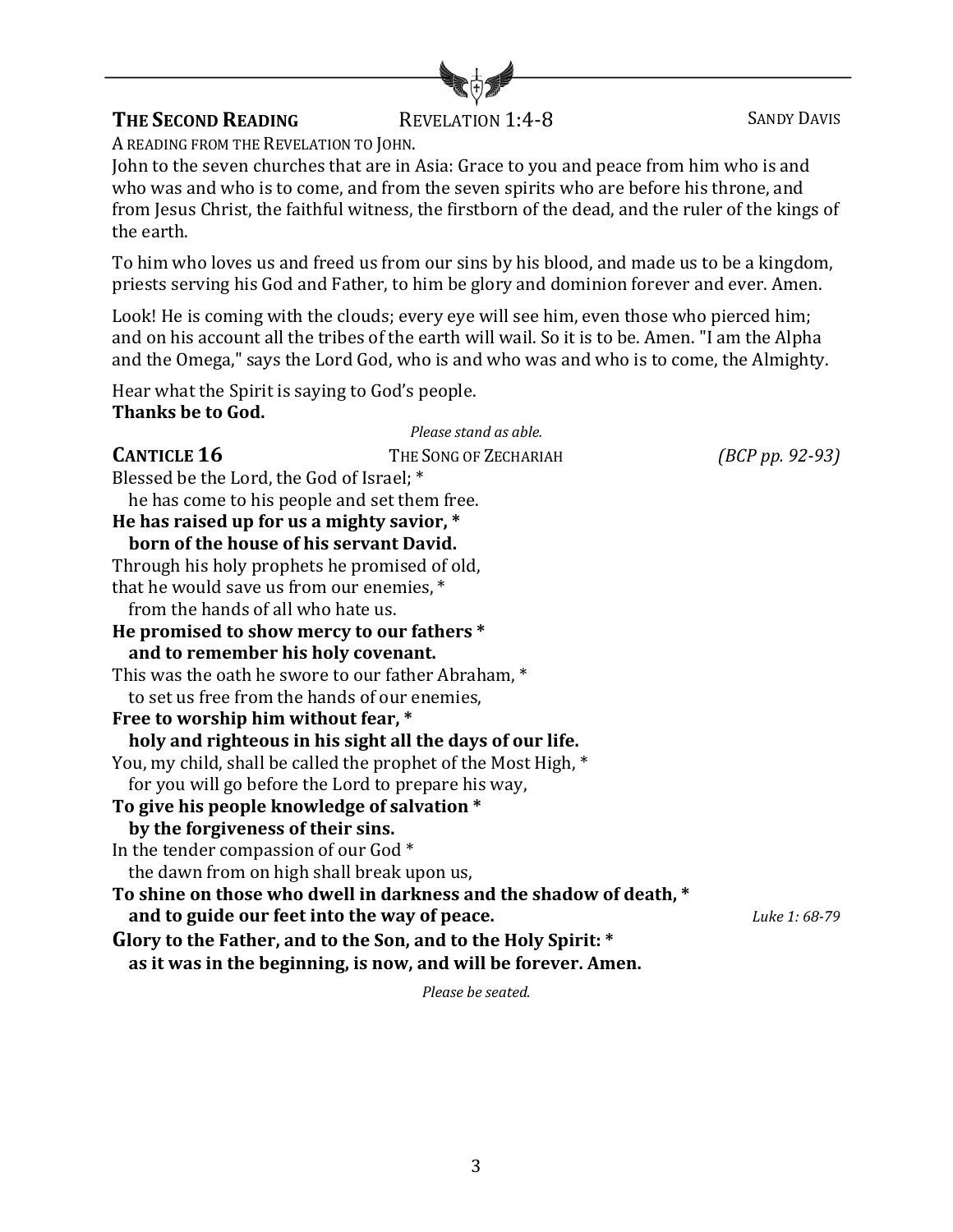**THE SECOND READING** REVELATION 1:4-8 SANDY DAVIS

A READING FROM THE REVELATION TO JOHN.

John to the seven churches that are in Asia: Grace to you and peace from him who is and who was and who is to come, and from the seven spirits who are before his throne, and from Jesus Christ, the faithful witness, the firstborn of the dead, and the ruler of the kings of the earth.

To him who loves us and freed us from our sins by his blood, and made us to be a kingdom, priests serving his God and Father, to him be glory and dominion forever and ever. Amen.

Look! He is coming with the clouds; every eye will see him, even those who pierced him; and on his account all the tribes of the earth will wail. So it is to be. Amen. "I am the Alpha and the Omega," says the Lord God, who is and who was and who is to come, the Almighty.

Hear what the Spirit is saying to God's people.
**Thanks be to God.**

*Please stand as able.*

**CANTICLE 16** THE SONG OF ZECHARIAH *(BCP pp. 92-93)*

Blessed be the Lord, the God of Israel; *
he has come to his people and set them free.
**He has raised up for us a mighty savior, *
born of the house of his servant David.**
Through his holy prophets he promised of old,
that he would save us from our enemies, *
from the hands of all who hate us.
**He promised to show mercy to our fathers *
and to remember his holy covenant.**
This was the oath he swore to our father Abraham, *
to set us free from the hands of our enemies,
**Free to worship him without fear, *
holy and righteous in his sight all the days of our life.**
You, my child, shall be called the prophet of the Most High, *
for you will go before the Lord to prepare his way,
**To give his people knowledge of salvation *
by the forgiveness of their sins.**
In the tender compassion of our God *
the dawn from on high shall break upon us,
**To shine on those who dwell in darkness and the shadow of death, *
and to guide our feet into the way of peace.** *Luke 1: 68-79*
**Glory to the Father, and to the Son, and to the Holy Spirit: *
as it was in the beginning, is now, and will be forever. Amen.**

*Please be seated.*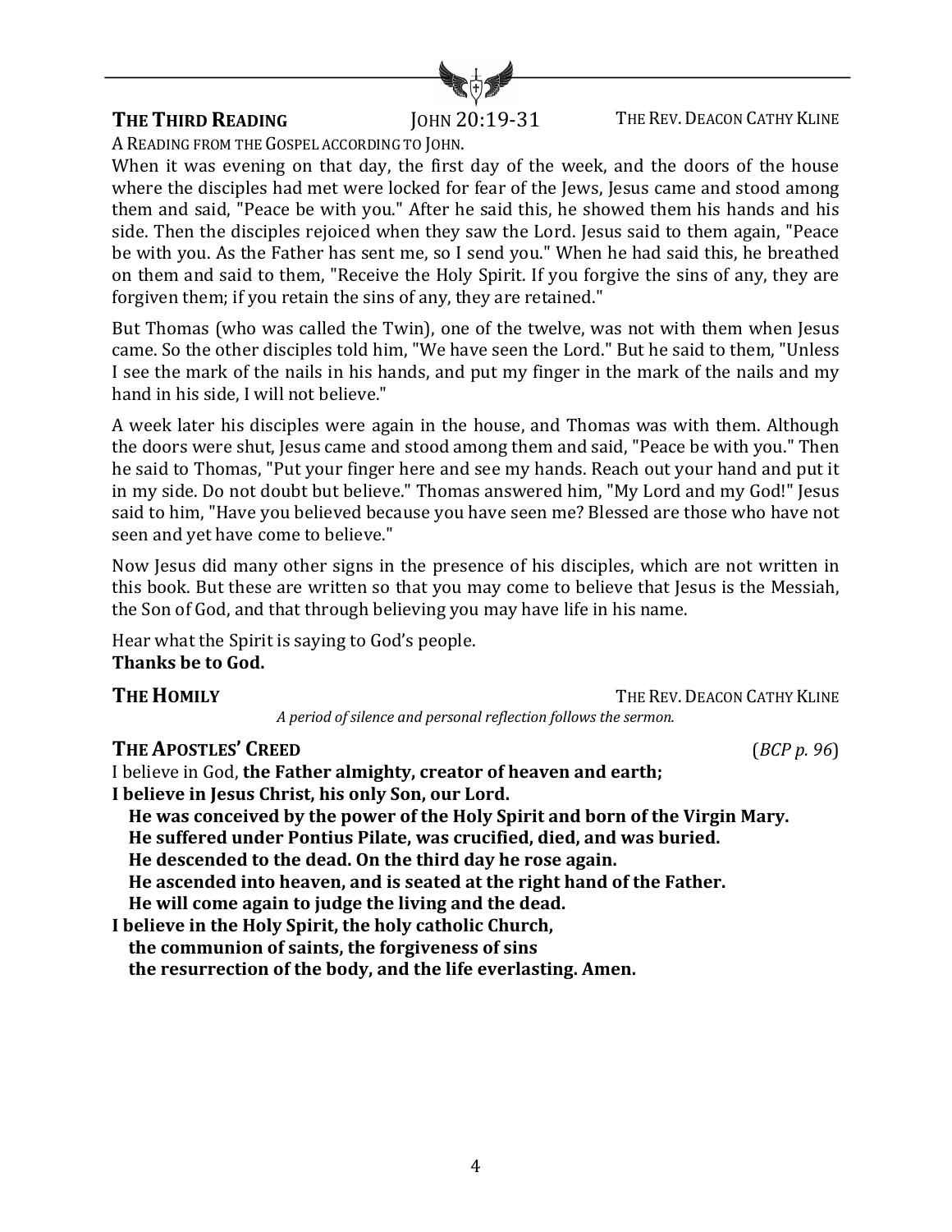## THE THIRD READING JOHN 20:19-31 THE REV. DEACON CATHY KLINE

A READING FROM THE GOSPEL ACCORDING TO JOHN.

When it was evening on that day, the first day of the week, and the doors of the house where the disciples had met were locked for fear of the Jews, Jesus came and stood among them and said, "Peace be with you." After he said this, he showed them his hands and his side. Then the disciples rejoiced when they saw the Lord. Jesus said to them again, "Peace be with you. As the Father has sent me, so I send you." When he had said this, he breathed on them and said to them, "Receive the Holy Spirit. If you forgive the sins of any, they are forgiven them; if you retain the sins of any, they are retained."

But Thomas (who was called the Twin), one of the twelve, was not with them when Jesus came. So the other disciples told him, "We have seen the Lord." But he said to them, "Unless I see the mark of the nails in his hands, and put my finger in the mark of the nails and my hand in his side, I will not believe."

A week later his disciples were again in the house, and Thomas was with them. Although the doors were shut, Jesus came and stood among them and said, "Peace be with you." Then he said to Thomas, "Put your finger here and see my hands. Reach out your hand and put it in my side. Do not doubt but believe." Thomas answered him, "My Lord and my God!" Jesus said to him, "Have you believed because you have seen me? Blessed are those who have not seen and yet have come to believe."

Now Jesus did many other signs in the presence of his disciples, which are not written in this book. But these are written so that you may come to believe that Jesus is the Messiah, the Son of God, and that through believing you may have life in his name.

Hear what the Spirit is saying to God's people.
**Thanks be to God.**

## THE HOMILY THE REV. DEACON CATHY KLINE

*A period of silence and personal reflection follows the sermon.*

## THE APOSTLES' CREED (*BCP p. 96*)

I believe in God, **the Father almighty, creator of heaven and earth;**
**I believe in Jesus Christ, his only Son, our Lord.**
**He was conceived by the power of the Holy Spirit and born of the Virgin Mary.**
**He suffered under Pontius Pilate, was crucified, died, and was buried.**
**He descended to the dead. On the third day he rose again.**
**He ascended into heaven, and is seated at the right hand of the Father.**
**He will come again to judge the living and the dead.**
**I believe in the Holy Spirit, the holy catholic Church,**
**the communion of saints, the forgiveness of sins**
**the resurrection of the body, and the life everlasting. Amen.**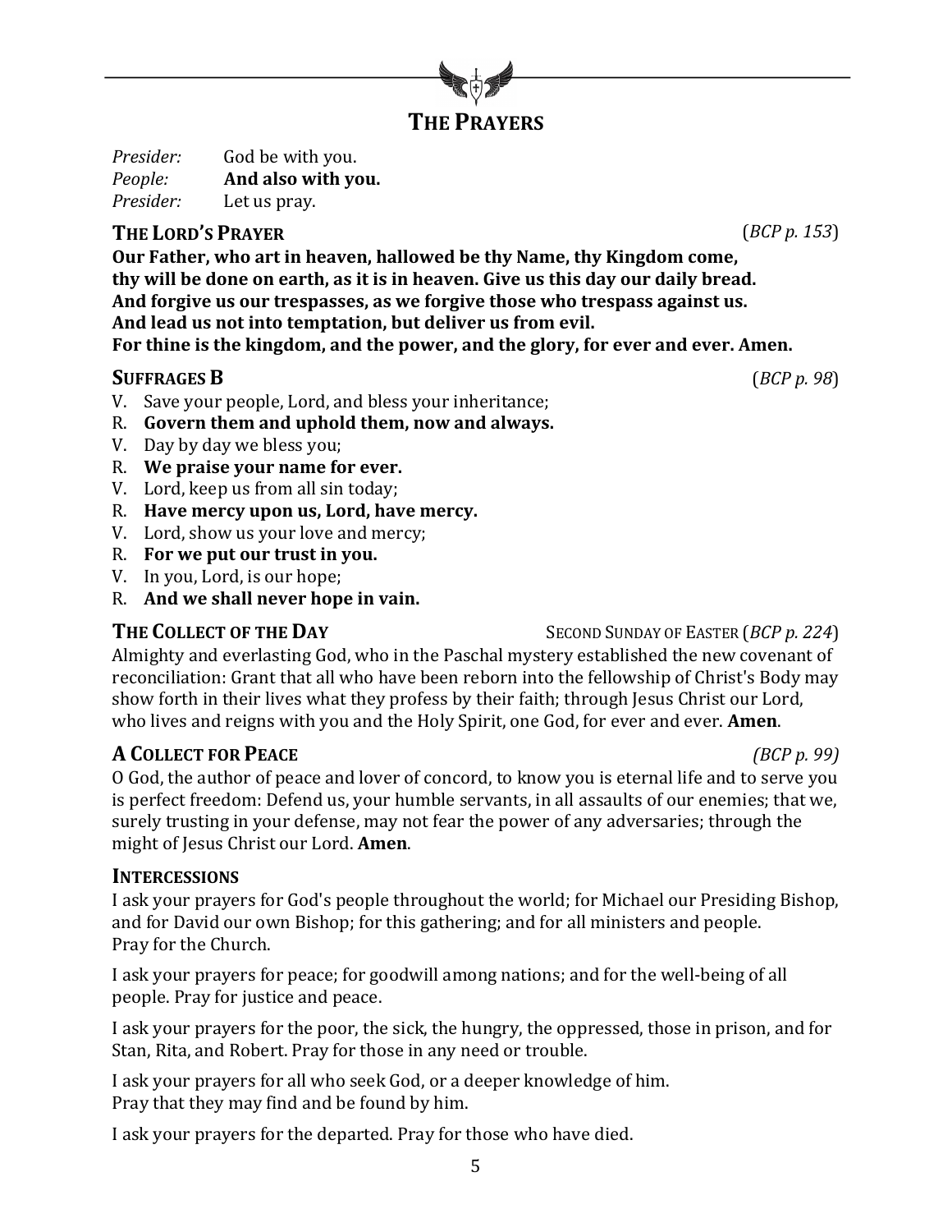## THE PRAYERS

*Presider:* God be with you.
*People:* **And also with you.**
*Presider:* Let us pray.

### THE LORD'S PRAYER (*BCP p. 153*)

**Our Father, who art in heaven, hallowed be thy Name, thy Kingdom come,
thy will be done on earth, as it is in heaven. Give us this day our daily bread.
And forgive us our trespasses, as we forgive those who trespass against us.
And lead us not into temptation, but deliver us from evil.
For thine is the kingdom, and the power, and the glory, for ever and ever. Amen.**

### SUFFRAGES B (*BCP p. 98*)

V. Save your people, Lord, and bless your inheritance;
R. **Govern them and uphold them, now and always.**
V. Day by day we bless you;
R. **We praise your name for ever.**
V. Lord, keep us from all sin today;
R. **Have mercy upon us, Lord, have mercy.**
V. Lord, show us your love and mercy;
R. **For we put our trust in you.**
V. In you, Lord, is our hope;
R. **And we shall never hope in vain.**

### THE COLLECT OF THE DAY — SECOND SUNDAY OF EASTER (*BCP p. 224*)

Almighty and everlasting God, who in the Paschal mystery established the new covenant of reconciliation: Grant that all who have been reborn into the fellowship of Christ's Body may show forth in their lives what they profess by their faith; through Jesus Christ our Lord, who lives and reigns with you and the Holy Spirit, one God, for ever and ever. **Amen**.

### A COLLECT FOR PEACE *(BCP p. 99)*

O God, the author of peace and lover of concord, to know you is eternal life and to serve you is perfect freedom: Defend us, your humble servants, in all assaults of our enemies; that we, surely trusting in your defense, may not fear the power of any adversaries; through the might of Jesus Christ our Lord. **Amen**.

### INTERCESSIONS

I ask your prayers for God's people throughout the world; for Michael our Presiding Bishop, and for David our own Bishop; for this gathering; and for all ministers and people.
Pray for the Church.

I ask your prayers for peace; for goodwill among nations; and for the well-being of all people. Pray for justice and peace.

I ask your prayers for the poor, the sick, the hungry, the oppressed, those in prison, and for Stan, Rita, and Robert. Pray for those in any need or trouble.

I ask your prayers for all who seek God, or a deeper knowledge of him.
Pray that they may find and be found by him.

I ask your prayers for the departed. Pray for those who have died.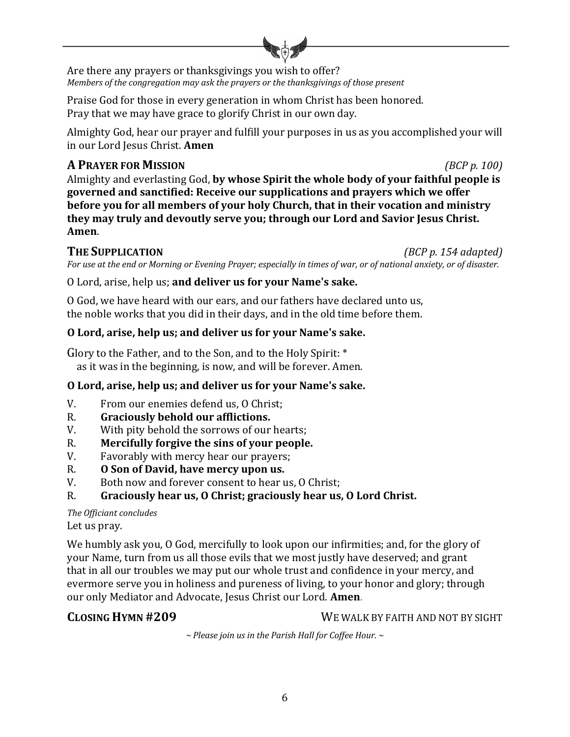Are there any prayers or thanksgivings you wish to offer?
*Members of the congregation may ask the prayers or the thanksgivings of those present*

Praise God for those in every generation in whom Christ has been honored.
Pray that we may have grace to glorify Christ in our own day.

Almighty God, hear our prayer and fulfill your purposes in us as you accomplished your will in our Lord Jesus Christ. **Amen**

### A PRAYER FOR MISSION *(BCP p. 100)*

Almighty and everlasting God, **by whose Spirit the whole body of your faithful people is governed and sanctified: Receive our supplications and prayers which we offer before you for all members of your holy Church, that in their vocation and ministry they may truly and devoutly serve you; through our Lord and Savior Jesus Christ. Amen**.

### THE SUPPLICATION *(BCP p. 154 adapted)*

*For use at the end or Morning or Evening Prayer; especially in times of war, or of national anxiety, or of disaster.*

O Lord, arise, help us; **and deliver us for your Name's sake.**

O God, we have heard with our ears, and our fathers have declared unto us,
the noble works that you did in their days, and in the old time before them.

**O Lord, arise, help us; and deliver us for your Name's sake.**

Glory to the Father, and to the Son, and to the Holy Spirit: *
as it was in the beginning, is now, and will be forever. Amen.

**O Lord, arise, help us; and deliver us for your Name's sake.**

V. From our enemies defend us, O Christ;
R. **Graciously behold our afflictions.**
V. With pity behold the sorrows of our hearts;
R. **Mercifully forgive the sins of your people.**
V. Favorably with mercy hear our prayers;
R. **O Son of David, have mercy upon us.**
V. Both now and forever consent to hear us, O Christ;
R. **Graciously hear us, O Christ; graciously hear us, O Lord Christ.**

*The Officiant concludes*
Let us pray.

We humbly ask you, O God, mercifully to look upon our infirmities; and, for the glory of your Name, turn from us all those evils that we most justly have deserved; and grant that in all our troubles we may put our whole trust and confidence in your mercy, and evermore serve you in holiness and pureness of living, to your honor and glory; through our only Mediator and Advocate, Jesus Christ our Lord. **Amen**.

### CLOSING HYMN #209 — WE WALK BY FAITH AND NOT BY SIGHT

*~ Please join us in the Parish Hall for Coffee Hour. ~*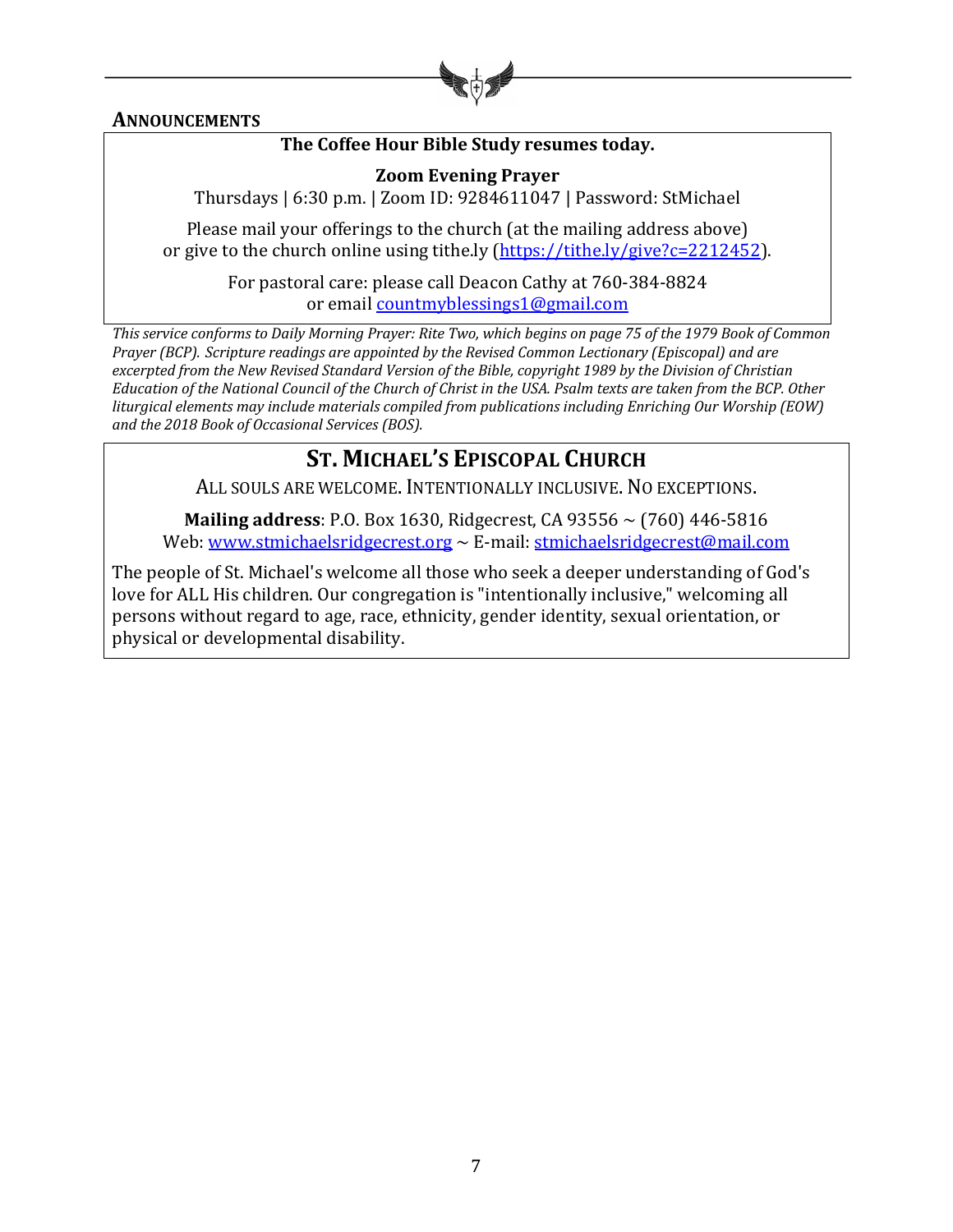## ANNOUNCEMENTS

**The Coffee Hour Bible Study resumes today.**

**Zoom Evening Prayer**

Thursdays | 6:30 p.m. | Zoom ID: 9284611047 | Password: StMichael

Please mail your offerings to the church (at the mailing address above) or give to the church online using tithe.ly (https://tithe.ly/give?c=2212452).

For pastoral care: please call Deacon Cathy at 760-384-8824 or email countmyblessings1@gmail.com

*This service conforms to Daily Morning Prayer: Rite Two, which begins on page 75 of the 1979 Book of Common Prayer (BCP). Scripture readings are appointed by the Revised Common Lectionary (Episcopal) and are excerpted from the New Revised Standard Version of the Bible, copyright 1989 by the Division of Christian Education of the National Council of the Church of Christ in the USA. Psalm texts are taken from the BCP. Other liturgical elements may include materials compiled from publications including Enriching Our Worship (EOW) and the 2018 Book of Occasional Services (BOS).*

## ST. MICHAEL'S EPISCOPAL CHURCH

ALL SOULS ARE WELCOME. INTENTIONALLY INCLUSIVE. NO EXCEPTIONS.

**Mailing address**: P.O. Box 1630, Ridgecrest, CA 93556 ~ (760) 446-5816
Web: www.stmichaelsridgecrest.org ~ E-mail: stmichaelsridgecrest@mail.com

The people of St. Michael's welcome all those who seek a deeper understanding of God's love for ALL His children. Our congregation is "intentionally inclusive," welcoming all persons without regard to age, race, ethnicity, gender identity, sexual orientation, or physical or developmental disability.